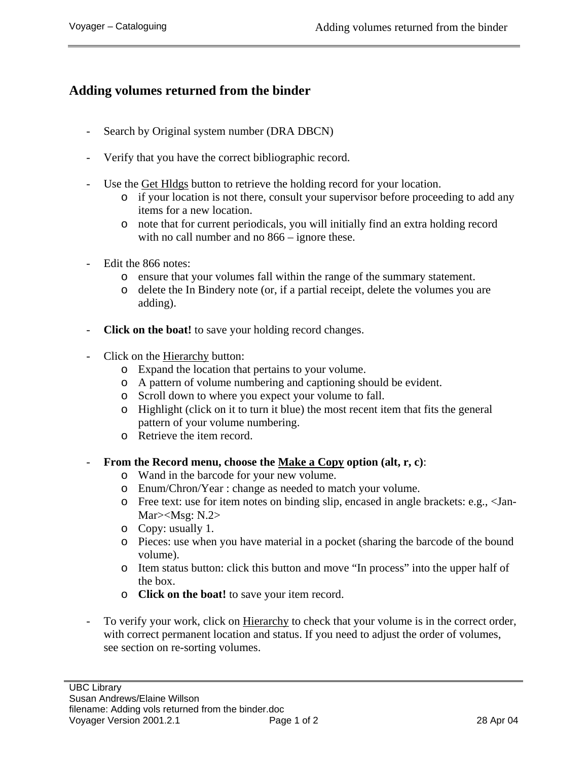# Adding volumes returned from the binder

- Search by Original system number (DRA DBCN)

- Verify that you have the correct bibliographic record.

- Use the <u>Get Hldgs</u> button to retrieve the holding record for your location.
  - if your location is not there, consult your supervisor before proceeding to add any items for a new location.
  - note that for current periodicals, you will initially find an extra holding record with no call number and no 866 – ignore these.

- Edit the 866 notes:
  - ensure that your volumes fall within the range of the summary statement.
  - delete the In Bindery note (or, if a partial receipt, delete the volumes you are adding).

- **Click on the boat!** to save your holding record changes.

- Click on the <u>Hierarchy</u> button:
  - Expand the location that pertains to your volume.
  - A pattern of volume numbering and captioning should be evident.
  - Scroll down to where you expect your volume to fall.
  - Highlight (click on it to turn it blue) the most recent item that fits the general pattern of your volume numbering.
  - Retrieve the item record.

- **From the Record menu, choose the <u>Make a Copy</u> option (alt, r, c)**:
  - Wand in the barcode for your new volume.
  - Enum/Chron/Year : change as needed to match your volume.
  - Free text: use for item notes on binding slip, encased in angle brackets: e.g., <Jan-Mar><Msg: N.2>
  - Copy: usually 1.
  - Pieces: use when you have material in a pocket (sharing the barcode of the bound volume).
  - Item status button: click this button and move "In process" into the upper half of the box.
  - **Click on the boat!** to save your item record.

- To verify your work, click on <u>Hierarchy</u> to check that your volume is in the correct order, with correct permanent location and status. If you need to adjust the order of volumes, see section on re-sorting volumes.

UBC Library
Susan Andrews/Elaine Willson
filename: Adding vols returned from the binder.doc
Voyager Version 2001.2.1 28 Apr 04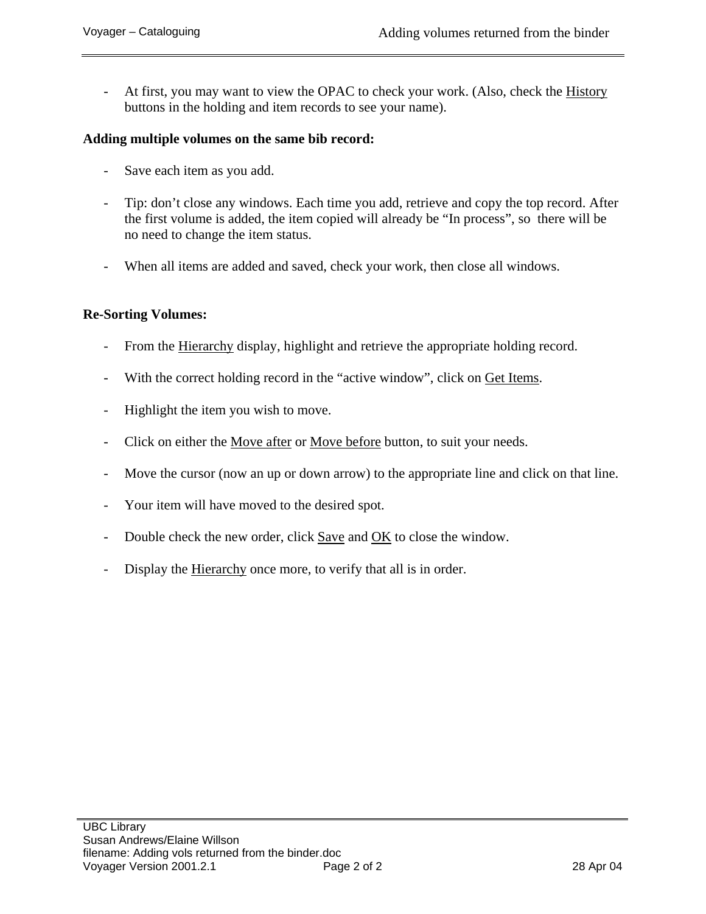- At first, you may want to view the OPAC to check your work. (Also, check the History buttons in the holding and item records to see your name).

**Adding multiple volumes on the same bib record:**

- Save each item as you add.
- Tip: don't close any windows. Each time you add, retrieve and copy the top record. After the first volume is added, the item copied will already be "In process", so there will be no need to change the item status.
- When all items are added and saved, check your work, then close all windows.

**Re-Sorting Volumes:**

- From the Hierarchy display, highlight and retrieve the appropriate holding record.
- With the correct holding record in the "active window", click on Get Items.
- Highlight the item you wish to move.
- Click on either the Move after or Move before button, to suit your needs.
- Move the cursor (now an up or down arrow) to the appropriate line and click on that line.
- Your item will have moved to the desired spot.
- Double check the new order, click Save and OK to close the window.
- Display the Hierarchy once more, to verify that all is in order.